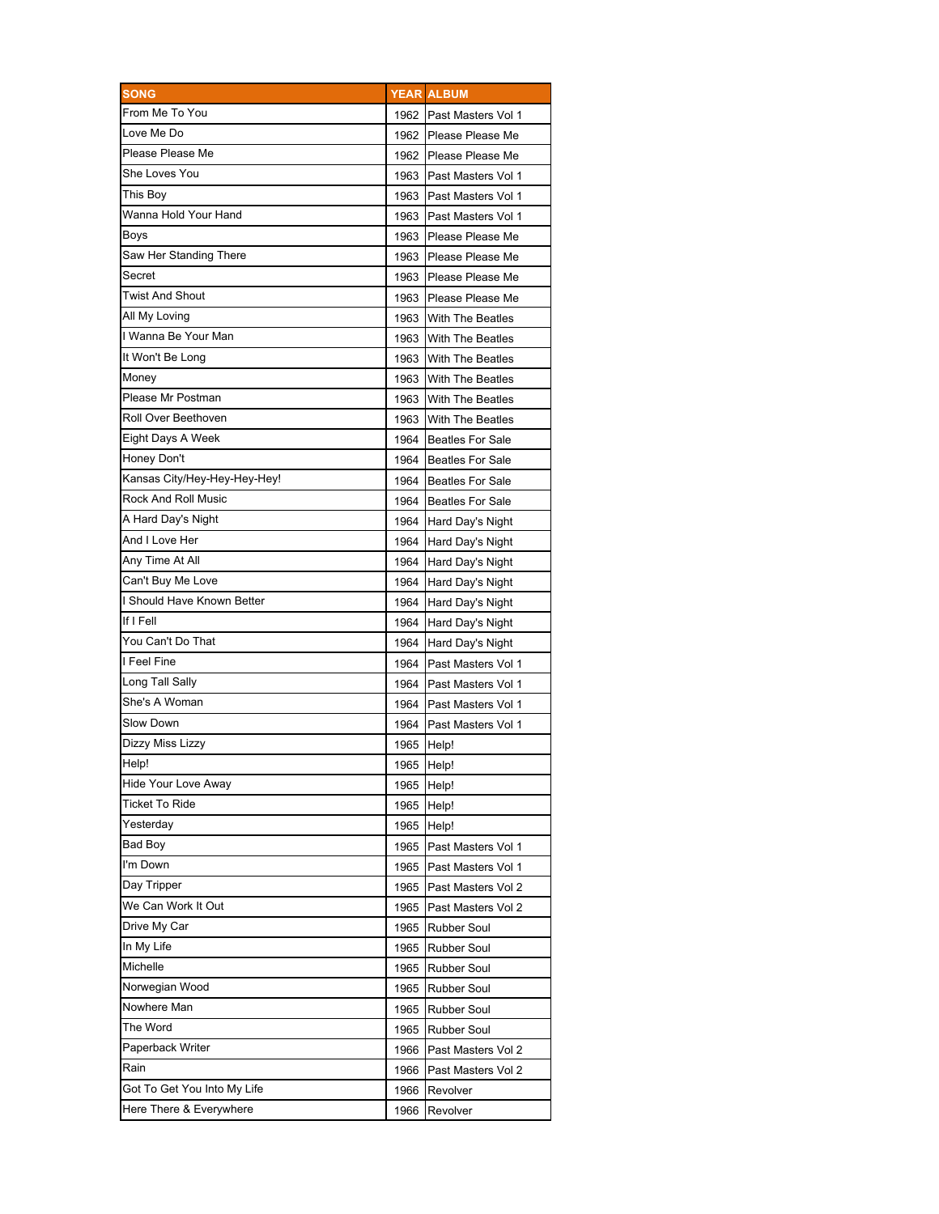| SONG | YEAR | ALBUM |
|---|---|---|
| From Me To You | 1962 | Past Masters Vol 1 |
| Love Me Do | 1962 | Please Please Me |
| Please Please Me | 1962 | Please Please Me |
| She Loves You | 1963 | Past Masters Vol 1 |
| This Boy | 1963 | Past Masters Vol 1 |
| Wanna Hold Your Hand | 1963 | Past Masters Vol 1 |
| Boys | 1963 | Please Please Me |
| Saw Her Standing There | 1963 | Please Please Me |
| Secret | 1963 | Please Please Me |
| Twist And Shout | 1963 | Please Please Me |
| All My Loving | 1963 | With The Beatles |
| I Wanna Be Your Man | 1963 | With The Beatles |
| It Won't Be Long | 1963 | With The Beatles |
| Money | 1963 | With The Beatles |
| Please Mr Postman | 1963 | With The Beatles |
| Roll Over Beethoven | 1963 | With The Beatles |
| Eight Days A Week | 1964 | Beatles For Sale |
| Honey Don't | 1964 | Beatles For Sale |
| Kansas City/Hey-Hey-Hey-Hey! | 1964 | Beatles For Sale |
| Rock And Roll Music | 1964 | Beatles For Sale |
| A Hard Day's Night | 1964 | Hard Day's Night |
| And I Love Her | 1964 | Hard Day's Night |
| Any Time At All | 1964 | Hard Day's Night |
| Can't Buy Me Love | 1964 | Hard Day's Night |
| I Should Have Known Better | 1964 | Hard Day's Night |
| If I Fell | 1964 | Hard Day's Night |
| You Can't Do That | 1964 | Hard Day's Night |
| I Feel Fine | 1964 | Past Masters Vol 1 |
| Long Tall Sally | 1964 | Past Masters Vol 1 |
| She's A Woman | 1964 | Past Masters Vol 1 |
| Slow Down | 1964 | Past Masters Vol 1 |
| Dizzy Miss Lizzy | 1965 | Help! |
| Help! | 1965 | Help! |
| Hide Your Love Away | 1965 | Help! |
| Ticket To Ride | 1965 | Help! |
| Yesterday | 1965 | Help! |
| Bad Boy | 1965 | Past Masters Vol 1 |
| I'm Down | 1965 | Past Masters Vol 1 |
| Day Tripper | 1965 | Past Masters Vol 2 |
| We Can Work It Out | 1965 | Past Masters Vol 2 |
| Drive My Car | 1965 | Rubber Soul |
| In My Life | 1965 | Rubber Soul |
| Michelle | 1965 | Rubber Soul |
| Norwegian Wood | 1965 | Rubber Soul |
| Nowhere Man | 1965 | Rubber Soul |
| The Word | 1965 | Rubber Soul |
| Paperback Writer | 1966 | Past Masters Vol 2 |
| Rain | 1966 | Past Masters Vol 2 |
| Got To Get You Into My Life | 1966 | Revolver |
| Here There & Everywhere | 1966 | Revolver |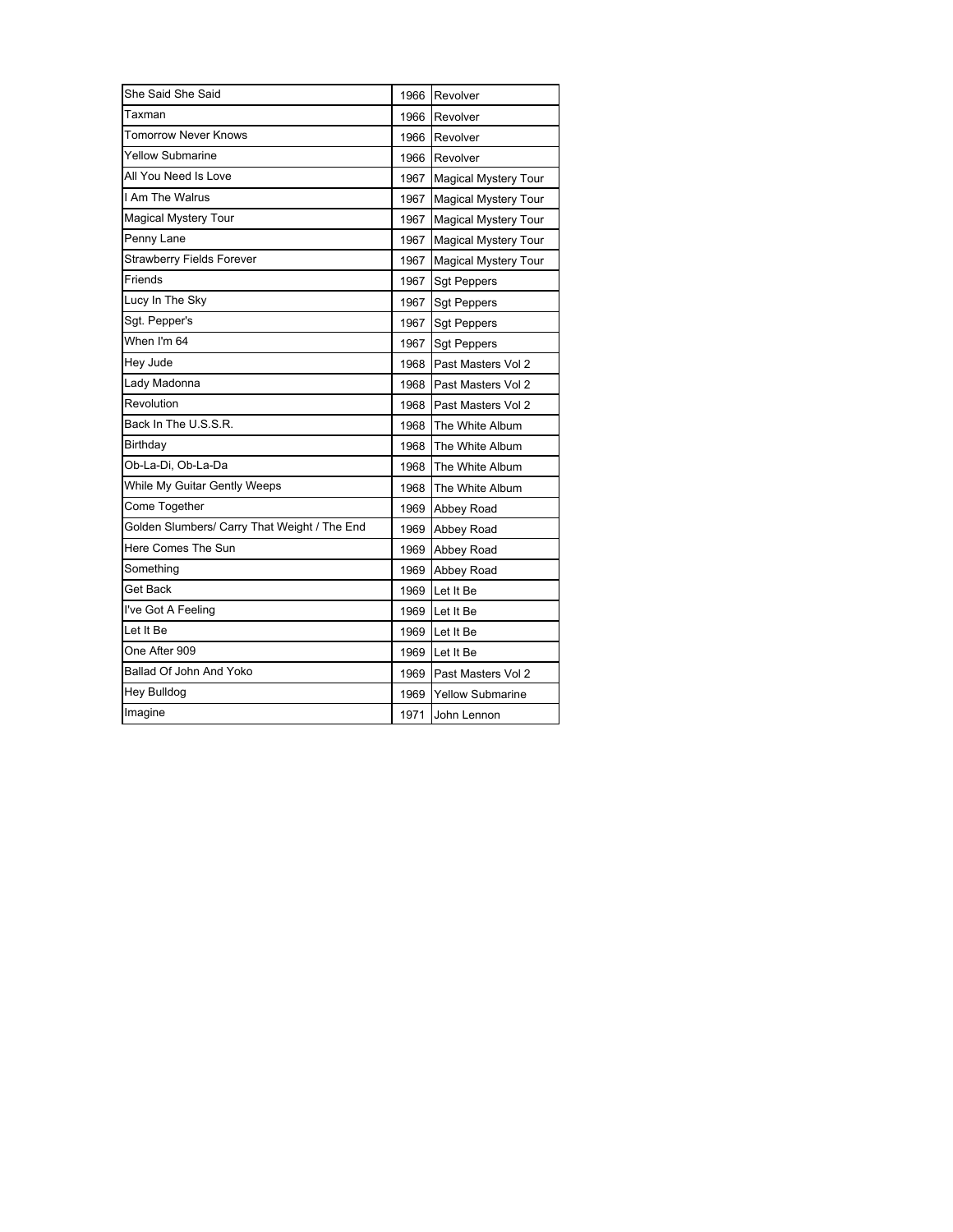| | | |
|---|---|---|
| She Said She Said | 1966 | Revolver |
| Taxman | 1966 | Revolver |
| Tomorrow Never Knows | 1966 | Revolver |
| Yellow Submarine | 1966 | Revolver |
| All You Need Is Love | 1967 | Magical Mystery Tour |
| I Am The Walrus | 1967 | Magical Mystery Tour |
| Magical Mystery Tour | 1967 | Magical Mystery Tour |
| Penny Lane | 1967 | Magical Mystery Tour |
| Strawberry Fields Forever | 1967 | Magical Mystery Tour |
| Friends | 1967 | Sgt Peppers |
| Lucy In The Sky | 1967 | Sgt Peppers |
| Sgt. Pepper's | 1967 | Sgt Peppers |
| When I'm 64 | 1967 | Sgt Peppers |
| Hey Jude | 1968 | Past Masters Vol 2 |
| Lady Madonna | 1968 | Past Masters Vol 2 |
| Revolution | 1968 | Past Masters Vol 2 |
| Back In The U.S.S.R. | 1968 | The White Album |
| Birthday | 1968 | The White Album |
| Ob-La-Di, Ob-La-Da | 1968 | The White Album |
| While My Guitar Gently Weeps | 1968 | The White Album |
| Come Together | 1969 | Abbey Road |
| Golden Slumbers/ Carry That Weight / The End | 1969 | Abbey Road |
| Here Comes The Sun | 1969 | Abbey Road |
| Something | 1969 | Abbey Road |
| Get Back | 1969 | Let It Be |
| I've Got A Feeling | 1969 | Let It Be |
| Let It Be | 1969 | Let It Be |
| One After 909 | 1969 | Let It Be |
| Ballad Of John And Yoko | 1969 | Past Masters Vol 2 |
| Hey Bulldog | 1969 | Yellow Submarine |
| Imagine | 1971 | John Lennon |